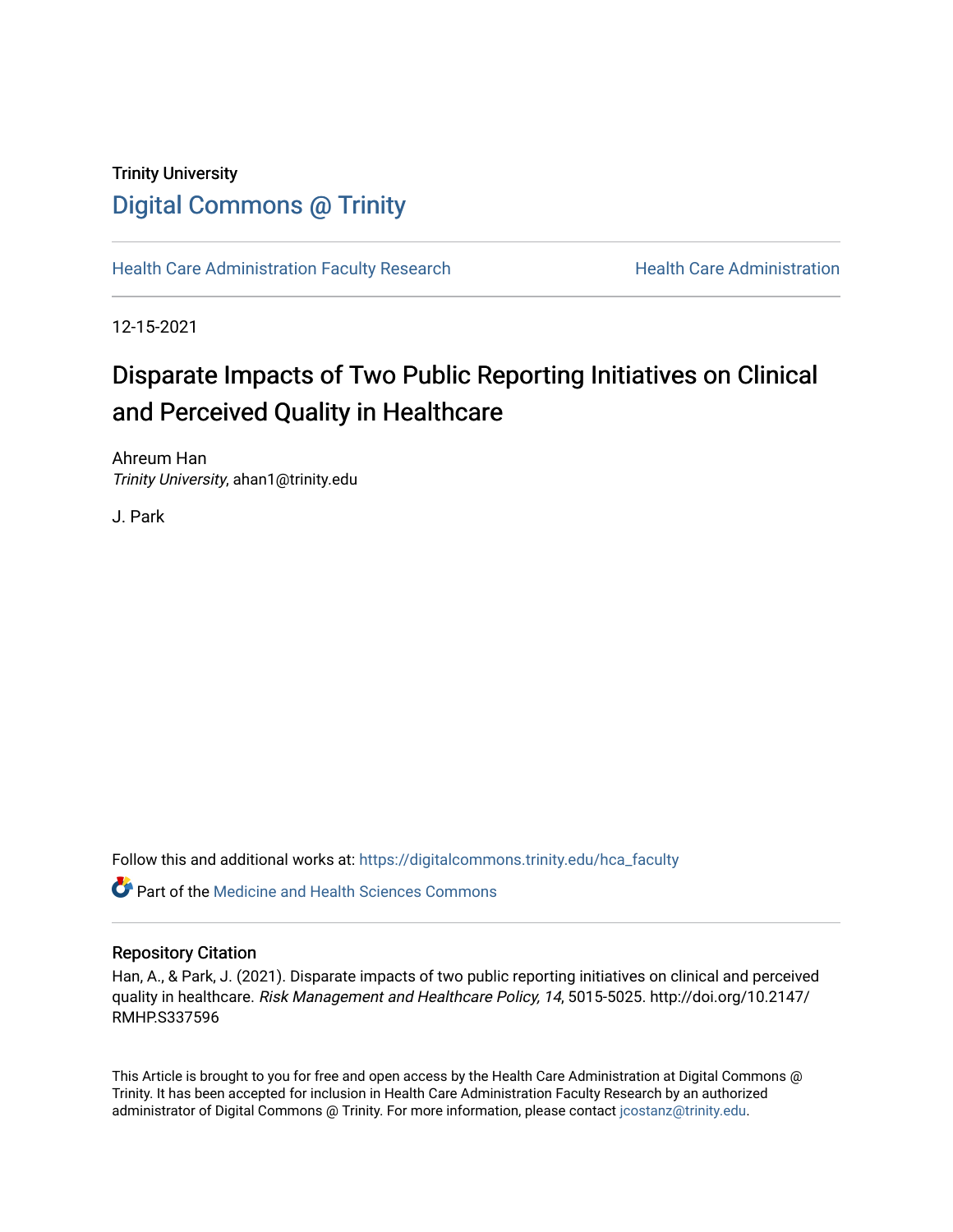Trinity University

# Digital Commons @ Trinity

Health Care Administration Faculty Research | Health Care Administration

12-15-2021

# Disparate Impacts of Two Public Reporting Initiatives on Clinical and Perceived Quality in Healthcare

Ahreum Han
*Trinity University*, ahan1@trinity.edu

J. Park

Follow this and additional works at: https://digitalcommons.trinity.edu/hca_faculty

Part of the Medicine and Health Sciences Commons

## Repository Citation

Han, A., & Park, J. (2021). Disparate impacts of two public reporting initiatives on clinical and perceived quality in healthcare. *Risk Management and Healthcare Policy, 14*, 5015-5025. http://doi.org/10.2147/RMHP.S337596

This Article is brought to you for free and open access by the Health Care Administration at Digital Commons @ Trinity. It has been accepted for inclusion in Health Care Administration Faculty Research by an authorized administrator of Digital Commons @ Trinity. For more information, please contact jcostanz@trinity.edu.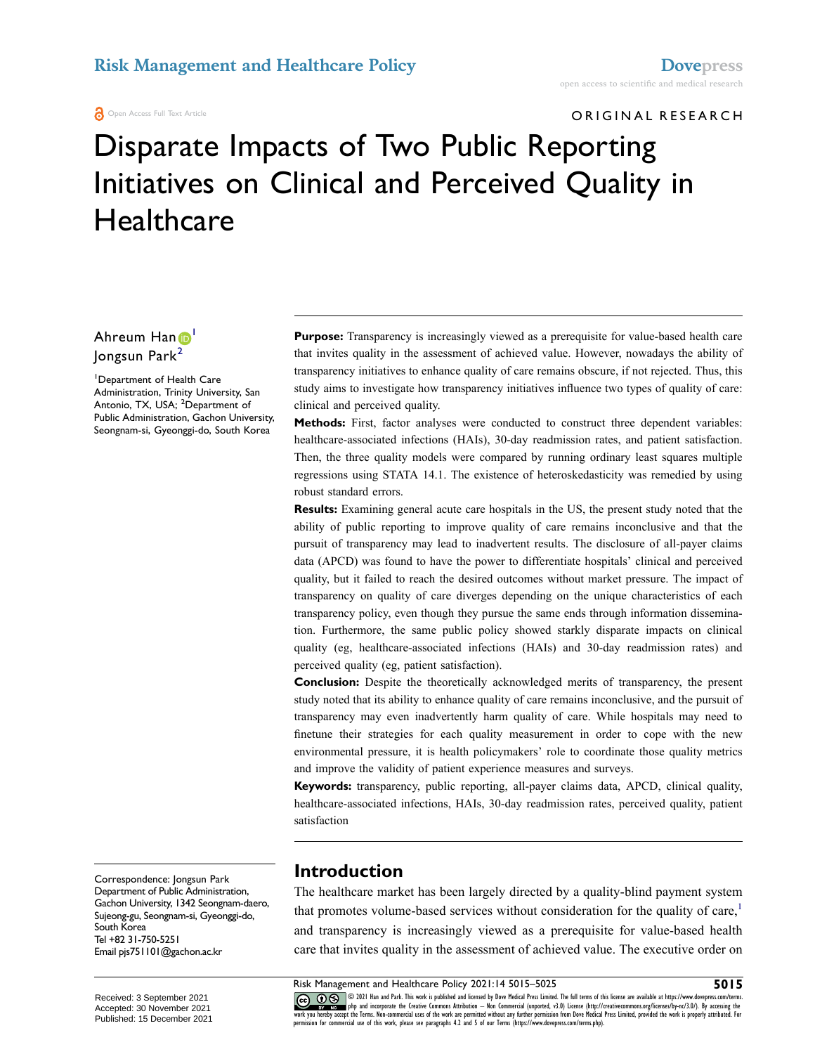Risk Management and Healthcare Policy

Dovepress

open access to scientific and medical research

Open Access Full Text Article

ORIGINAL RESEARCH

# Disparate Impacts of Two Public Reporting Initiatives on Clinical and Perceived Quality in Healthcare

Ahreum Han[1]
Jongsun Park[2]

[1]Department of Health Care Administration, Trinity University, San Antonio, TX, USA; [2]Department of Public Administration, Gachon University, Seongnam-si, Gyeonggi-do, South Korea

**Purpose:** Transparency is increasingly viewed as a prerequisite for value-based health care that invites quality in the assessment of achieved value. However, nowadays the ability of transparency initiatives to enhance quality of care remains obscure, if not rejected. Thus, this study aims to investigate how transparency initiatives influence two types of quality of care: clinical and perceived quality.

**Methods:** First, factor analyses were conducted to construct three dependent variables: healthcare-associated infections (HAIs), 30-day readmission rates, and patient satisfaction. Then, the three quality models were compared by running ordinary least squares multiple regressions using STATA 14.1. The existence of heteroskedasticity was remedied by using robust standard errors.

**Results:** Examining general acute care hospitals in the US, the present study noted that the ability of public reporting to improve quality of care remains inconclusive and that the pursuit of transparency may lead to inadvertent results. The disclosure of all-payer claims data (APCD) was found to have the power to differentiate hospitals' clinical and perceived quality, but it failed to reach the desired outcomes without market pressure. The impact of transparency on quality of care diverges depending on the unique characteristics of each transparency policy, even though they pursue the same ends through information dissemination. Furthermore, the same public policy showed starkly disparate impacts on clinical quality (eg, healthcare-associated infections (HAIs) and 30-day readmission rates) and perceived quality (eg, patient satisfaction).

**Conclusion:** Despite the theoretically acknowledged merits of transparency, the present study noted that its ability to enhance quality of care remains inconclusive, and the pursuit of transparency may even inadvertently harm quality of care. While hospitals may need to finetune their strategies for each quality measurement in order to cope with the new environmental pressure, it is health policymakers' role to coordinate those quality metrics and improve the validity of patient experience measures and surveys.

**Keywords:** transparency, public reporting, all-payer claims data, APCD, clinical quality, healthcare-associated infections, HAIs, 30-day readmission rates, perceived quality, patient satisfaction

## Introduction

The healthcare market has been largely directed by a quality-blind payment system that promotes volume-based services without consideration for the quality of care,[1] and transparency is increasingly viewed as a prerequisite for value-based health care that invites quality in the assessment of achieved value. The executive order on

Correspondence: Jongsun Park
Department of Public Administration, Gachon University, 1342 Seongnam-daero, Sujeong-gu, Seongnam-si, Gyeonggi-do, South Korea
Tel +82 31-750-5251
Email pjs751101@gachon.ac.kr

Received: 3 September 2021
Accepted: 30 November 2021
Published: 15 December 2021

© 2021 Han and Park. This work is published and licensed by Dove Medical Press Limited. The full terms of this license are available at https://www.dovepress.com/terms.php and incorporate the Creative Commons Attribution – Non Commercial (unported, v3.0) License (http://creativecommons.org/licenses/by-nc/3.0/). By accessing the work you hereby accept the Terms. Non-commercial uses of the work are permitted without any further permission from Dove Medical Press Limited, provided the work is properly attributed. For permission for commercial use of this work, please see paragraphs 4.2 and 5 of our Terms (https://www.dovepress.com/terms.php).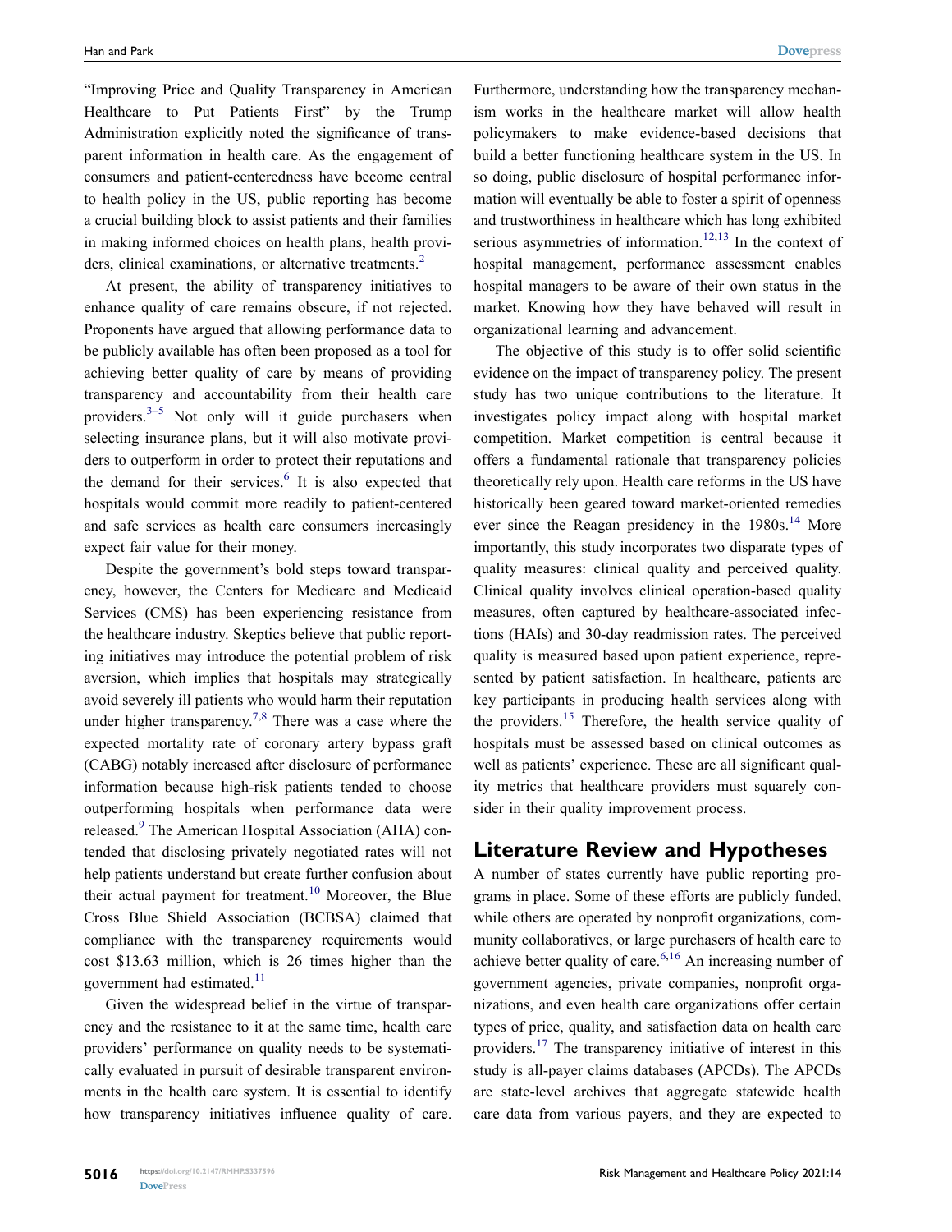"Improving Price and Quality Transparency in American Healthcare to Put Patients First" by the Trump Administration explicitly noted the significance of transparent information in health care. As the engagement of consumers and patient-centeredness have become central to health policy in the US, public reporting has become a crucial building block to assist patients and their families in making informed choices on health plans, health providers, clinical examinations, or alternative treatments.[2]

At present, the ability of transparency initiatives to enhance quality of care remains obscure, if not rejected. Proponents have argued that allowing performance data to be publicly available has often been proposed as a tool for achieving better quality of care by means of providing transparency and accountability from their health care providers.[3–5] Not only will it guide purchasers when selecting insurance plans, but it will also motivate providers to outperform in order to protect their reputations and the demand for their services.[6] It is also expected that hospitals would commit more readily to patient-centered and safe services as health care consumers increasingly expect fair value for their money.

Despite the government's bold steps toward transparency, however, the Centers for Medicare and Medicaid Services (CMS) has been experiencing resistance from the healthcare industry. Skeptics believe that public reporting initiatives may introduce the potential problem of risk aversion, which implies that hospitals may strategically avoid severely ill patients who would harm their reputation under higher transparency.[7,8] There was a case where the expected mortality rate of coronary artery bypass graft (CABG) notably increased after disclosure of performance information because high-risk patients tended to choose outperforming hospitals when performance data were released.[9] The American Hospital Association (AHA) contended that disclosing privately negotiated rates will not help patients understand but create further confusion about their actual payment for treatment.[10] Moreover, the Blue Cross Blue Shield Association (BCBSA) claimed that compliance with the transparency requirements would cost $13.63 million, which is 26 times higher than the government had estimated.[11]

Given the widespread belief in the virtue of transparency and the resistance to it at the same time, health care providers' performance on quality needs to be systematically evaluated in pursuit of desirable transparent environments in the health care system. It is essential to identify how transparency initiatives influence quality of care. Furthermore, understanding how the transparency mechanism works in the healthcare market will allow health policymakers to make evidence-based decisions that build a better functioning healthcare system in the US. In so doing, public disclosure of hospital performance information will eventually be able to foster a spirit of openness and trustworthiness in healthcare which has long exhibited serious asymmetries of information.[12,13] In the context of hospital management, performance assessment enables hospital managers to be aware of their own status in the market. Knowing how they have behaved will result in organizational learning and advancement.

The objective of this study is to offer solid scientific evidence on the impact of transparency policy. The present study has two unique contributions to the literature. It investigates policy impact along with hospital market competition. Market competition is central because it offers a fundamental rationale that transparency policies theoretically rely upon. Health care reforms in the US have historically been geared toward market-oriented remedies ever since the Reagan presidency in the 1980s.[14] More importantly, this study incorporates two disparate types of quality measures: clinical quality and perceived quality. Clinical quality involves clinical operation-based quality measures, often captured by healthcare-associated infections (HAIs) and 30-day readmission rates. The perceived quality is measured based upon patient experience, represented by patient satisfaction. In healthcare, patients are key participants in producing health services along with the providers.[15] Therefore, the health service quality of hospitals must be assessed based on clinical outcomes as well as patients' experience. These are all significant quality metrics that healthcare providers must squarely consider in their quality improvement process.

## Literature Review and Hypotheses

A number of states currently have public reporting programs in place. Some of these efforts are publicly funded, while others are operated by nonprofit organizations, community collaboratives, or large purchasers of health care to achieve better quality of care.[6,16] An increasing number of government agencies, private companies, nonprofit organizations, and even health care organizations offer certain types of price, quality, and satisfaction data on health care providers.[17] The transparency initiative of interest in this study is all-payer claims databases (APCDs). The APCDs are state-level archives that aggregate statewide health care data from various payers, and they are expected to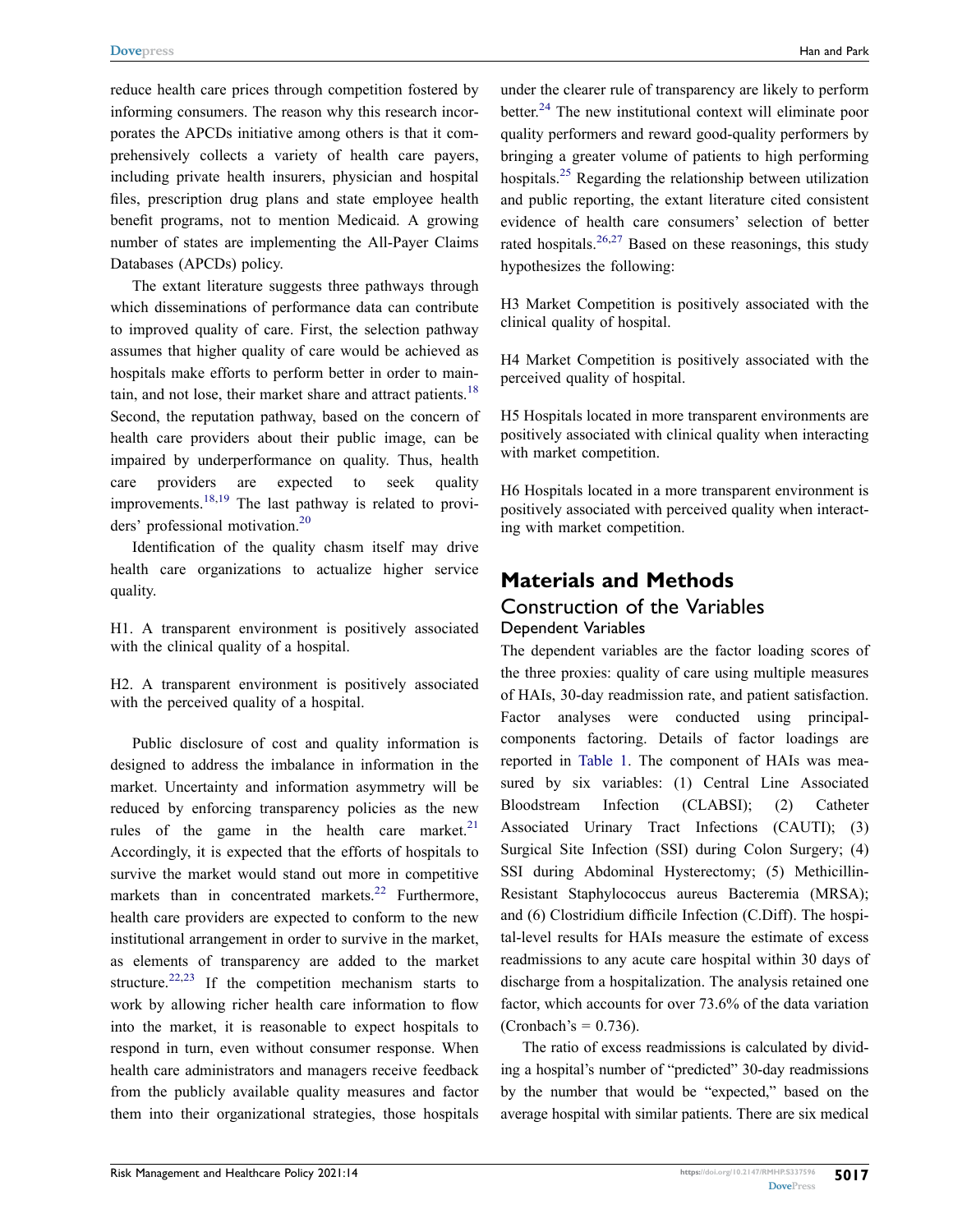reduce health care prices through competition fostered by informing consumers. The reason why this research incorporates the APCDs initiative among others is that it comprehensively collects a variety of health care payers, including private health insurers, physician and hospital files, prescription drug plans and state employee health benefit programs, not to mention Medicaid. A growing number of states are implementing the All-Payer Claims Databases (APCDs) policy.

The extant literature suggests three pathways through which disseminations of performance data can contribute to improved quality of care. First, the selection pathway assumes that higher quality of care would be achieved as hospitals make efforts to perform better in order to maintain, and not lose, their market share and attract patients.[18] Second, the reputation pathway, based on the concern of health care providers about their public image, can be impaired by underperformance on quality. Thus, health care providers are expected to seek quality improvements.[18,19] The last pathway is related to providers' professional motivation.[20]

Identification of the quality chasm itself may drive health care organizations to actualize higher service quality.

H1. A transparent environment is positively associated with the clinical quality of a hospital.

H2. A transparent environment is positively associated with the perceived quality of a hospital.

Public disclosure of cost and quality information is designed to address the imbalance in information in the market. Uncertainty and information asymmetry will be reduced by enforcing transparency policies as the new rules of the game in the health care market.[21] Accordingly, it is expected that the efforts of hospitals to survive the market would stand out more in competitive markets than in concentrated markets.[22] Furthermore, health care providers are expected to conform to the new institutional arrangement in order to survive in the market, as elements of transparency are added to the market structure.[22,23] If the competition mechanism starts to work by allowing richer health care information to flow into the market, it is reasonable to expect hospitals to respond in turn, even without consumer response. When health care administrators and managers receive feedback from the publicly available quality measures and factor them into their organizational strategies, those hospitals under the clearer rule of transparency are likely to perform better.[24] The new institutional context will eliminate poor quality performers and reward good-quality performers by bringing a greater volume of patients to high performing hospitals.[25] Regarding the relationship between utilization and public reporting, the extant literature cited consistent evidence of health care consumers' selection of better rated hospitals.[26,27] Based on these reasonings, this study hypothesizes the following:

H3 Market Competition is positively associated with the clinical quality of hospital.

H4 Market Competition is positively associated with the perceived quality of hospital.

H5 Hospitals located in more transparent environments are positively associated with clinical quality when interacting with market competition.

H6 Hospitals located in a more transparent environment is positively associated with perceived quality when interacting with market competition.

## Materials and Methods

### Construction of the Variables

#### Dependent Variables

The dependent variables are the factor loading scores of the three proxies: quality of care using multiple measures of HAIs, 30-day readmission rate, and patient satisfaction. Factor analyses were conducted using principal-components factoring. Details of factor loadings are reported in Table 1. The component of HAIs was measured by six variables: (1) Central Line Associated Bloodstream Infection (CLABSI); (2) Catheter Associated Urinary Tract Infections (CAUTI); (3) Surgical Site Infection (SSI) during Colon Surgery; (4) SSI during Abdominal Hysterectomy; (5) Methicillin-Resistant Staphylococcus aureus Bacteremia (MRSA); and (6) Clostridium difficile Infection (C.Diff). The hospital-level results for HAIs measure the estimate of excess readmissions to any acute care hospital within 30 days of discharge from a hospitalization. The analysis retained one factor, which accounts for over 73.6% of the data variation (Cronbach's = 0.736).

The ratio of excess readmissions is calculated by dividing a hospital's number of "predicted" 30-day readmissions by the number that would be "expected," based on the average hospital with similar patients. There are six medical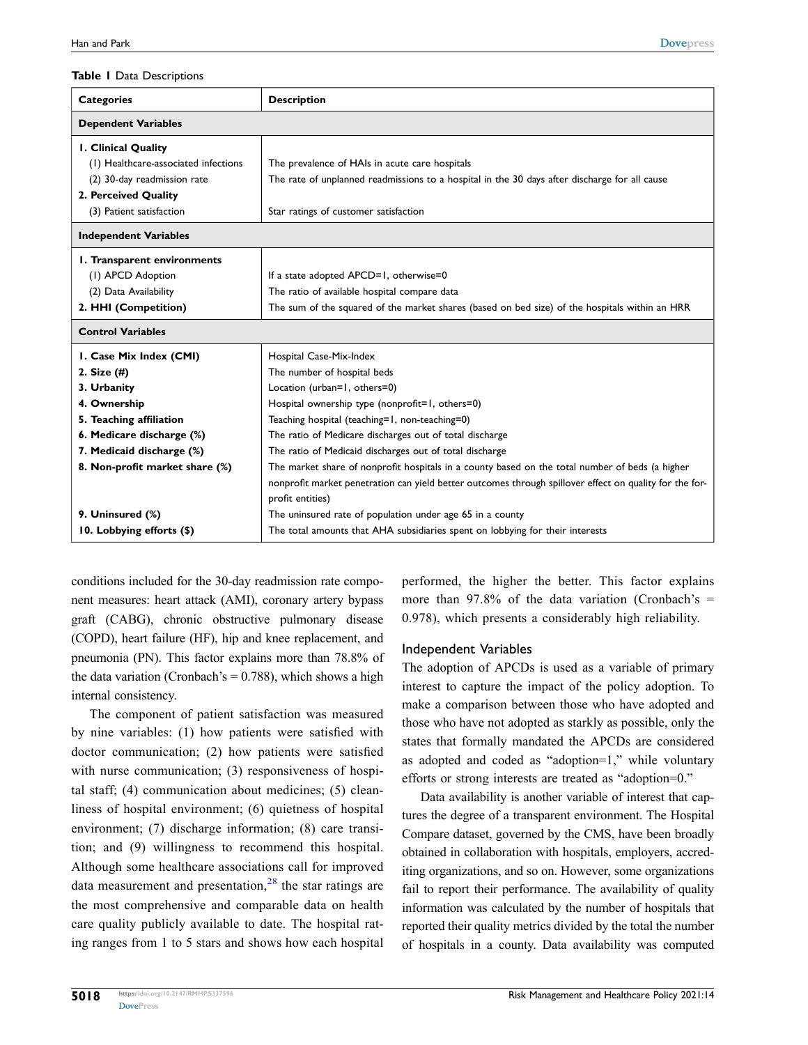**Table 1** Data Descriptions

| Categories | Description |
|---|---|
| **Dependent Variables** | |
| **1. Clinical Quality** | |
| (1) Healthcare-associated infections | The prevalence of HAIs in acute care hospitals |
| (2) 30-day readmission rate | The rate of unplanned readmissions to a hospital in the 30 days after discharge for all cause |
| **2. Perceived Quality** | |
| (3) Patient satisfaction | Star ratings of customer satisfaction |
| **Independent Variables** | |
| **1. Transparent environments** | |
| (1) APCD Adoption | If a state adopted APCD=1, otherwise=0 |
| (2) Data Availability | The ratio of available hospital compare data |
| **2. HHI (Competition)** | The sum of the squared of the market shares (based on bed size) of the hospitals within an HRR |
| **Control Variables** | |
| **1. Case Mix Index (CMI)** | Hospital Case-Mix-Index |
| **2. Size (#)** | The number of hospital beds |
| **3. Urbanity** | Location (urban=1, others=0) |
| **4. Ownership** | Hospital ownership type (nonprofit=1, others=0) |
| **5. Teaching affiliation** | Teaching hospital (teaching=1, non-teaching=0) |
| **6. Medicare discharge (%)** | The ratio of Medicare discharges out of total discharge |
| **7. Medicaid discharge (%)** | The ratio of Medicaid discharges out of total discharge |
| **8. Non-profit market share (%)** | The market share of nonprofit hospitals in a county based on the total number of beds (a higher nonprofit market penetration can yield better outcomes through spillover effect on quality for the for-profit entities) |
| **9. Uninsured (%)** | The uninsured rate of population under age 65 in a county |
| **10. Lobbying efforts ($)** | The total amounts that AHA subsidiaries spent on lobbying for their interests |

conditions included for the 30-day readmission rate component measures: heart attack (AMI), coronary artery bypass graft (CABG), chronic obstructive pulmonary disease (COPD), heart failure (HF), hip and knee replacement, and pneumonia (PN). This factor explains more than 78.8% of the data variation (Cronbach's = 0.788), which shows a high internal consistency.

The component of patient satisfaction was measured by nine variables: (1) how patients were satisfied with doctor communication; (2) how patients were satisfied with nurse communication; (3) responsiveness of hospital staff; (4) communication about medicines; (5) cleanliness of hospital environment; (6) quietness of hospital environment; (7) discharge information; (8) care transition; and (9) willingness to recommend this hospital. Although some healthcare associations call for improved data measurement and presentation,[28] the star ratings are the most comprehensive and comparable data on health care quality publicly available to date. The hospital rating ranges from 1 to 5 stars and shows how each hospital performed, the higher the better. This factor explains more than 97.8% of the data variation (Cronbach's = 0.978), which presents a considerably high reliability.

## Independent Variables

The adoption of APCDs is used as a variable of primary interest to capture the impact of the policy adoption. To make a comparison between those who have adopted and those who have not adopted as starkly as possible, only the states that formally mandated the APCDs are considered as adopted and coded as "adoption=1," while voluntary efforts or strong interests are treated as "adoption=0."

Data availability is another variable of interest that captures the degree of a transparent environment. The Hospital Compare dataset, governed by the CMS, have been broadly obtained in collaboration with hospitals, employers, accrediting organizations, and so on. However, some organizations fail to report their performance. The availability of quality information was calculated by the number of hospitals that reported their quality metrics divided by the total the number of hospitals in a county. Data availability was computed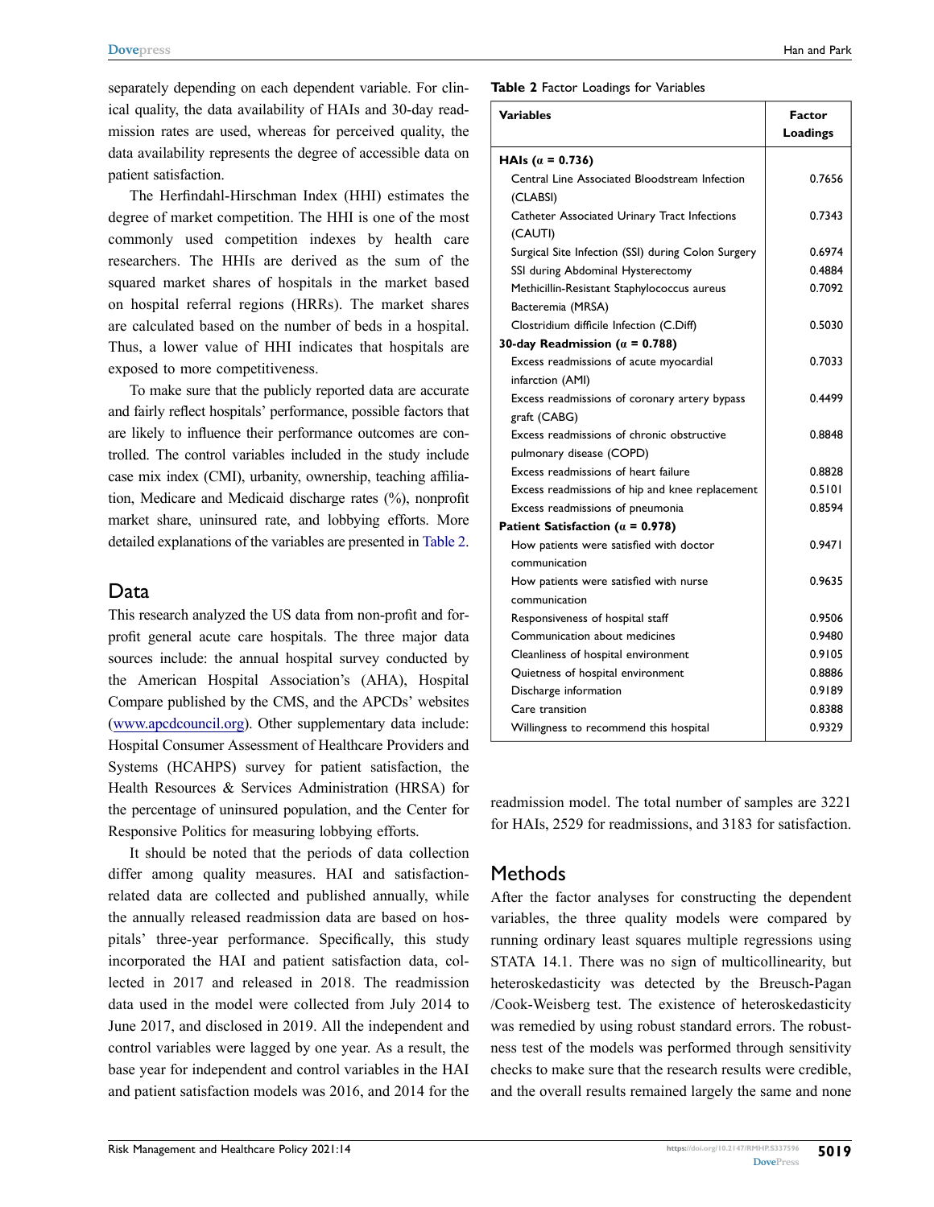separately depending on each dependent variable. For clinical quality, the data availability of HAIs and 30-day readmission rates are used, whereas for perceived quality, the data availability represents the degree of accessible data on patient satisfaction.

The Herfindahl-Hirschman Index (HHI) estimates the degree of market competition. The HHI is one of the most commonly used competition indexes by health care researchers. The HHIs are derived as the sum of the squared market shares of hospitals in the market based on hospital referral regions (HRRs). The market shares are calculated based on the number of beds in a hospital. Thus, a lower value of HHI indicates that hospitals are exposed to more competitiveness.

To make sure that the publicly reported data are accurate and fairly reflect hospitals' performance, possible factors that are likely to influence their performance outcomes are controlled. The control variables included in the study include case mix index (CMI), urbanity, ownership, teaching affiliation, Medicare and Medicaid discharge rates (%), nonprofit market share, uninsured rate, and lobbying efforts. More detailed explanations of the variables are presented in Table 2.

## Data

This research analyzed the US data from non-profit and for-profit general acute care hospitals. The three major data sources include: the annual hospital survey conducted by the American Hospital Association's (AHA), Hospital Compare published by the CMS, and the APCDs' websites (www.apcdcouncil.org). Other supplementary data include: Hospital Consumer Assessment of Healthcare Providers and Systems (HCAHPS) survey for patient satisfaction, the Health Resources & Services Administration (HRSA) for the percentage of uninsured population, and the Center for Responsive Politics for measuring lobbying efforts.

It should be noted that the periods of data collection differ among quality measures. HAI and satisfaction-related data are collected and published annually, while the annually released readmission data are based on hospitals' three-year performance. Specifically, this study incorporated the HAI and patient satisfaction data, collected in 2017 and released in 2018. The readmission data used in the model were collected from July 2014 to June 2017, and disclosed in 2019. All the independent and control variables were lagged by one year. As a result, the base year for independent and control variables in the HAI and patient satisfaction models was 2016, and 2014 for the readmission model. The total number of samples are 3221 for HAIs, 2529 for readmissions, and 3183 for satisfaction.

**Table 2** Factor Loadings for Variables

| Variables | Factor Loadings |
|---|---|
| **HAIs (α = 0.736)** | |
| Central Line Associated Bloodstream Infection (CLABSI) | 0.7656 |
| Catheter Associated Urinary Tract Infections (CAUTI) | 0.7343 |
| Surgical Site Infection (SSI) during Colon Surgery | 0.6974 |
| SSI during Abdominal Hysterectomy | 0.4884 |
| Methicillin-Resistant Staphylococcus aureus Bacteremia (MRSA) | 0.7092 |
| Clostridium difficile Infection (C.Diff) | 0.5030 |
| **30-day Readmission (α = 0.788)** | |
| Excess readmissions of acute myocardial infarction (AMI) | 0.7033 |
| Excess readmissions of coronary artery bypass graft (CABG) | 0.4499 |
| Excess readmissions of chronic obstructive pulmonary disease (COPD) | 0.8848 |
| Excess readmissions of heart failure | 0.8828 |
| Excess readmissions of hip and knee replacement | 0.5101 |
| Excess readmissions of pneumonia | 0.8594 |
| **Patient Satisfaction (α = 0.978)** | |
| How patients were satisfied with doctor communication | 0.9471 |
| How patients were satisfied with nurse communication | 0.9635 |
| Responsiveness of hospital staff | 0.9506 |
| Communication about medicines | 0.9480 |
| Cleanliness of hospital environment | 0.9105 |
| Quietness of hospital environment | 0.8886 |
| Discharge information | 0.9189 |
| Care transition | 0.8388 |
| Willingness to recommend this hospital | 0.9329 |

## Methods

After the factor analyses for constructing the dependent variables, the three quality models were compared by running ordinary least squares multiple regressions using STATA 14.1. There was no sign of multicollinearity, but heteroskedasticity was detected by the Breusch-Pagan /Cook-Weisberg test. The existence of heteroskedasticity was remedied by using robust standard errors. The robustness test of the models was performed through sensitivity checks to make sure that the research results were credible, and the overall results remained largely the same and none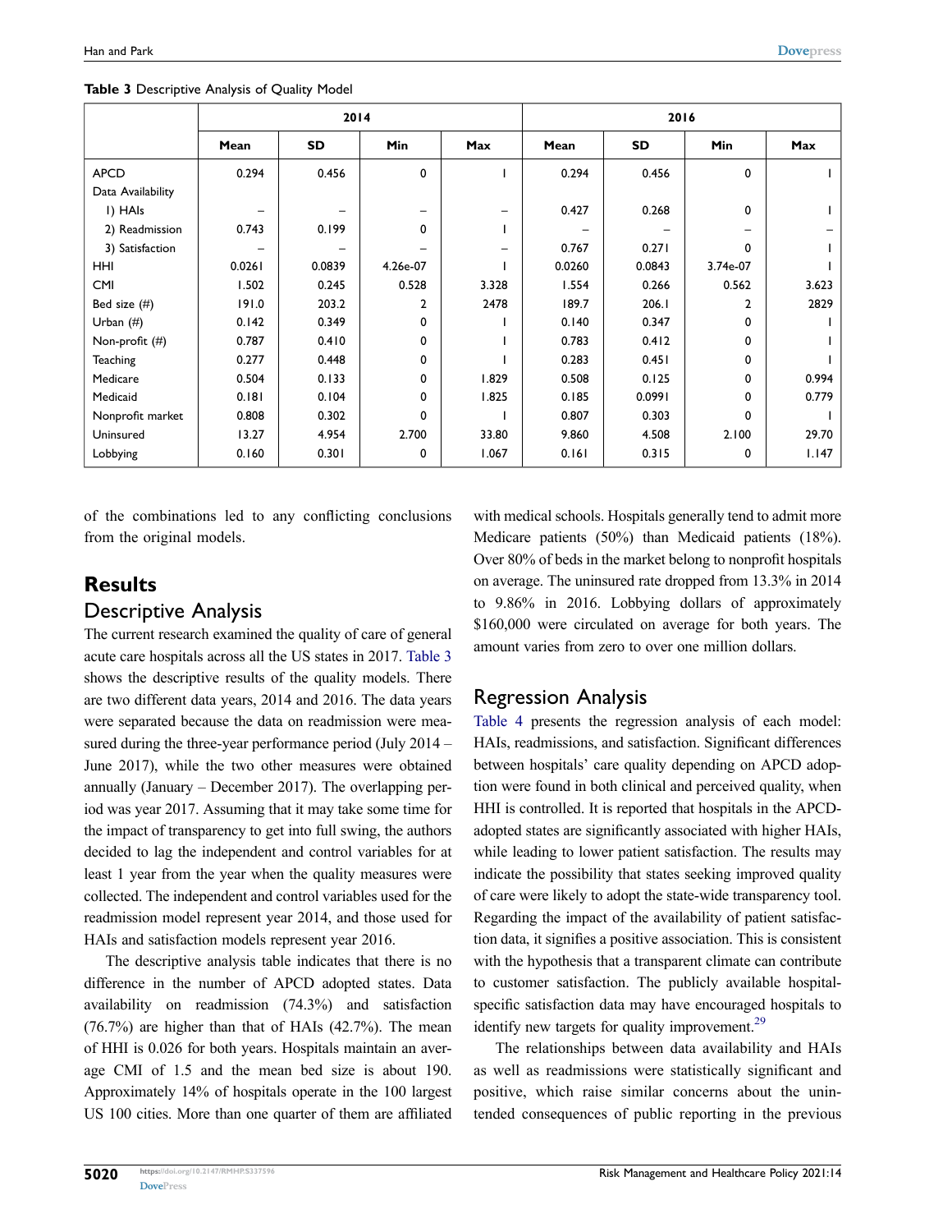**Table 3** Descriptive Analysis of Quality Model

| | 2014 | | | | 2016 | | | |
|---|---|---|---|---|---|---|---|---|
| | Mean | SD | Min | Max | Mean | SD | Min | Max |
| APCD | 0.294 | 0.456 | 0 | 1 | 0.294 | 0.456 | 0 | 1 |
| Data Availability | | | | | | | | |
| 1) HAIs | – | – | – | – | 0.427 | 0.268 | 0 | 1 |
| 2) Readmission | 0.743 | 0.199 | 0 | 1 | – | – | – | – |
| 3) Satisfaction | – | – | – | – | 0.767 | 0.271 | 0 | 1 |
| HHI | 0.0261 | 0.0839 | 4.26e-07 | 1 | 0.0260 | 0.0843 | 3.74e-07 | 1 |
| CMI | 1.502 | 0.245 | 0.528 | 3.328 | 1.554 | 0.266 | 0.562 | 3.623 |
| Bed size (#) | 191.0 | 203.2 | 2 | 2478 | 189.7 | 206.1 | 2 | 2829 |
| Urban (#) | 0.142 | 0.349 | 0 | 1 | 0.140 | 0.347 | 0 | 1 |
| Non-profit (#) | 0.787 | 0.410 | 0 | 1 | 0.783 | 0.412 | 0 | 1 |
| Teaching | 0.277 | 0.448 | 0 | 1 | 0.283 | 0.451 | 0 | 1 |
| Medicare | 0.504 | 0.133 | 0 | 1.829 | 0.508 | 0.125 | 0 | 0.994 |
| Medicaid | 0.181 | 0.104 | 0 | 1.825 | 0.185 | 0.0991 | 0 | 0.779 |
| Nonprofit market | 0.808 | 0.302 | 0 | 1 | 0.807 | 0.303 | 0 | 1 |
| Uninsured | 13.27 | 4.954 | 2.700 | 33.80 | 9.860 | 4.508 | 2.100 | 29.70 |
| Lobbying | 0.160 | 0.301 | 0 | 1.067 | 0.161 | 0.315 | 0 | 1.147 |

of the combinations led to any conflicting conclusions from the original models.

## Results

### Descriptive Analysis

The current research examined the quality of care of general acute care hospitals across all the US states in 2017. Table 3 shows the descriptive results of the quality models. There are two different data years, 2014 and 2016. The data years were separated because the data on readmission were measured during the three-year performance period (July 2014 – June 2017), while the two other measures were obtained annually (January – December 2017). The overlapping period was year 2017. Assuming that it may take some time for the impact of transparency to get into full swing, the authors decided to lag the independent and control variables for at least 1 year from the year when the quality measures were collected. The independent and control variables used for the readmission model represent year 2014, and those used for HAIs and satisfaction models represent year 2016.

The descriptive analysis table indicates that there is no difference in the number of APCD adopted states. Data availability on readmission (74.3%) and satisfaction (76.7%) are higher than that of HAIs (42.7%). The mean of HHI is 0.026 for both years. Hospitals maintain an average CMI of 1.5 and the mean bed size is about 190. Approximately 14% of hospitals operate in the 100 largest US 100 cities. More than one quarter of them are affiliated with medical schools. Hospitals generally tend to admit more Medicare patients (50%) than Medicaid patients (18%). Over 80% of beds in the market belong to nonprofit hospitals on average. The uninsured rate dropped from 13.3% in 2014 to 9.86% in 2016. Lobbying dollars of approximately $160,000 were circulated on average for both years. The amount varies from zero to over one million dollars.

### Regression Analysis

Table 4 presents the regression analysis of each model: HAIs, readmissions, and satisfaction. Significant differences between hospitals' care quality depending on APCD adoption were found in both clinical and perceived quality, when HHI is controlled. It is reported that hospitals in the APCD-adopted states are significantly associated with higher HAIs, while leading to lower patient satisfaction. The results may indicate the possibility that states seeking improved quality of care were likely to adopt the state-wide transparency tool. Regarding the impact of the availability of patient satisfaction data, it signifies a positive association. This is consistent with the hypothesis that a transparent climate can contribute to customer satisfaction. The publicly available hospital-specific satisfaction data may have encouraged hospitals to identify new targets for quality improvement.[29]

The relationships between data availability and HAIs as well as readmissions were statistically significant and positive, which raise similar concerns about the unintended consequences of public reporting in the previous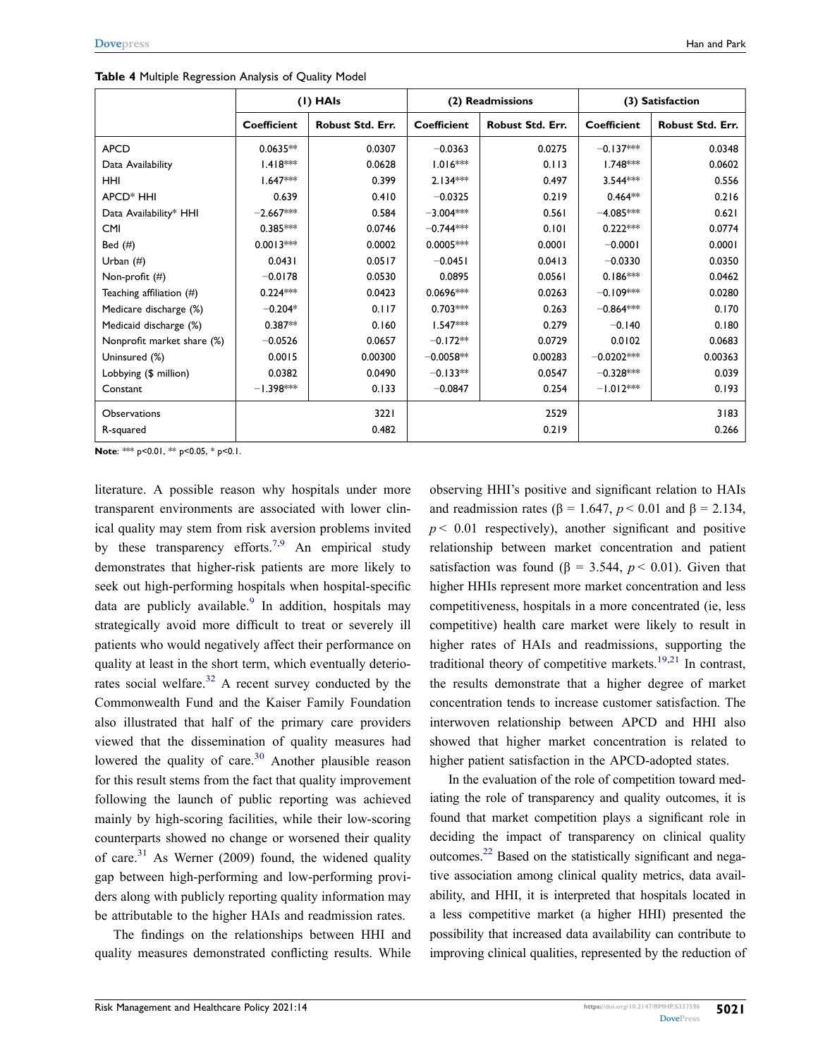**Table 4** Multiple Regression Analysis of Quality Model

| | (1) HAIs | | (2) Readmissions | | (3) Satisfaction | |
|---|---|---|---|---|---|---|
| | Coefficient | Robust Std. Err. | Coefficient | Robust Std. Err. | Coefficient | Robust Std. Err. |
| APCD | 0.0635** | 0.0307 | −0.0363 | 0.0275 | −0.137*** | 0.0348 |
| Data Availability | 1.418*** | 0.0628 | 1.016*** | 0.113 | 1.748*** | 0.0602 |
| HHI | 1.647*** | 0.399 | 2.134*** | 0.497 | 3.544*** | 0.556 |
| APCD* HHI | 0.639 | 0.410 | −0.0325 | 0.219 | 0.464** | 0.216 |
| Data Availability* HHI | −2.667*** | 0.584 | −3.004*** | 0.561 | −4.085*** | 0.621 |
| CMI | 0.385*** | 0.0746 | −0.744*** | 0.101 | 0.222*** | 0.0774 |
| Bed (#) | 0.0013*** | 0.0002 | 0.0005*** | 0.0001 | −0.0001 | 0.0001 |
| Urban (#) | 0.0431 | 0.0517 | −0.0451 | 0.0413 | −0.0330 | 0.0350 |
| Non-profit (#) | −0.0178 | 0.0530 | 0.0895 | 0.0561 | 0.186*** | 0.0462 |
| Teaching affiliation (#) | 0.224*** | 0.0423 | 0.0696*** | 0.0263 | −0.109*** | 0.0280 |
| Medicare discharge (%) | −0.204* | 0.117 | 0.703*** | 0.263 | −0.864*** | 0.170 |
| Medicaid discharge (%) | 0.387** | 0.160 | 1.547*** | 0.279 | −0.140 | 0.180 |
| Nonprofit market share (%) | −0.0526 | 0.0657 | −0.172** | 0.0729 | 0.0102 | 0.0683 |
| Uninsured (%) | 0.0015 | 0.00300 | −0.0058** | 0.00283 | −0.0202*** | 0.00363 |
| Lobbying ($ million) | 0.0382 | 0.0490 | −0.133** | 0.0547 | −0.328*** | 0.039 |
| Constant | −1.398*** | 0.133 | −0.0847 | 0.254 | −1.012*** | 0.193 |
| Observations | | 3221 | | 2529 | | 3183 |
| R-squared | | 0.482 | | 0.219 | | 0.266 |

**Note**: *** p<0.01, ** p<0.05, * p<0.1.

literature. A possible reason why hospitals under more transparent environments are associated with lower clinical quality may stem from risk aversion problems invited by these transparency efforts.[7,9] An empirical study demonstrates that higher-risk patients are more likely to seek out high-performing hospitals when hospital-specific data are publicly available.[9] In addition, hospitals may strategically avoid more difficult to treat or severely ill patients who would negatively affect their performance on quality at least in the short term, which eventually deteriorates social welfare.[32] A recent survey conducted by the Commonwealth Fund and the Kaiser Family Foundation also illustrated that half of the primary care providers viewed that the dissemination of quality measures had lowered the quality of care.[30] Another plausible reason for this result stems from the fact that quality improvement following the launch of public reporting was achieved mainly by high-scoring facilities, while their low-scoring counterparts showed no change or worsened their quality of care.[31] As Werner (2009) found, the widened quality gap between high-performing and low-performing providers along with publicly reporting quality information may be attributable to the higher HAIs and readmission rates.

The findings on the relationships between HHI and quality measures demonstrated conflicting results. While observing HHI's positive and significant relation to HAIs and readmission rates ($\beta = 1.647$, $p < 0.01$ and $\beta = 2.134$, $p < 0.01$ respectively), another significant and positive relationship between market concentration and patient satisfaction was found ($\beta = 3.544$, $p < 0.01$). Given that higher HHIs represent more market concentration and less competitiveness, hospitals in a more concentrated (ie, less competitive) health care market were likely to result in higher rates of HAIs and readmissions, supporting the traditional theory of competitive markets.[19,21] In contrast, the results demonstrate that a higher degree of market concentration tends to increase customer satisfaction. The interwoven relationship between APCD and HHI also showed that higher market concentration is related to higher patient satisfaction in the APCD-adopted states.

In the evaluation of the role of competition toward mediating the role of transparency and quality outcomes, it is found that market competition plays a significant role in deciding the impact of transparency on clinical quality outcomes.[22] Based on the statistically significant and negative association among clinical quality metrics, data availability, and HHI, it is interpreted that hospitals located in a less competitive market (a higher HHI) presented the possibility that increased data availability can contribute to improving clinical qualities, represented by the reduction of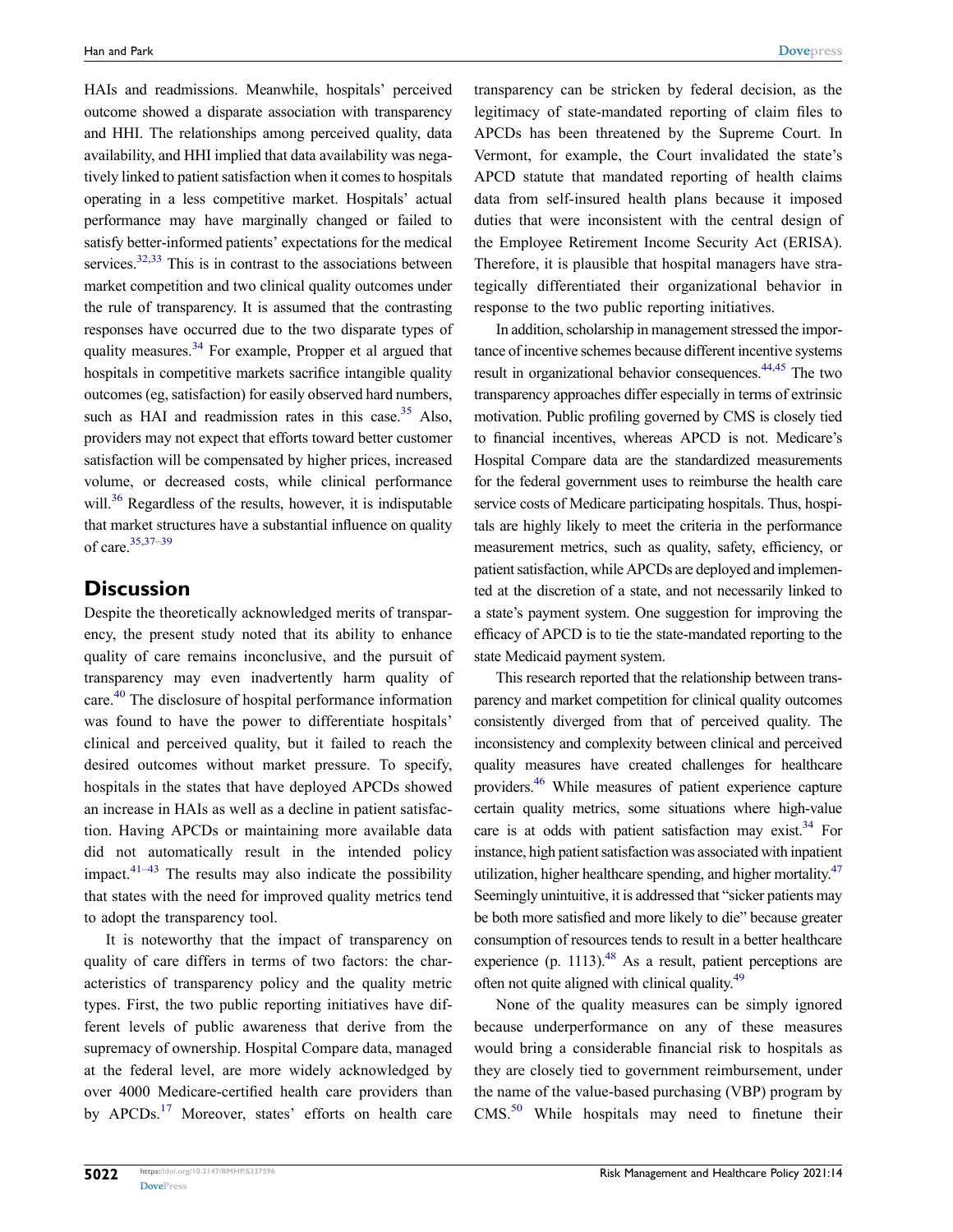HAIs and readmissions. Meanwhile, hospitals' perceived outcome showed a disparate association with transparency and HHI. The relationships among perceived quality, data availability, and HHI implied that data availability was negatively linked to patient satisfaction when it comes to hospitals operating in a less competitive market. Hospitals' actual performance may have marginally changed or failed to satisfy better-informed patients' expectations for the medical services.[32,33] This is in contrast to the associations between market competition and two clinical quality outcomes under the rule of transparency. It is assumed that the contrasting responses have occurred due to the two disparate types of quality measures.[34] For example, Propper et al argued that hospitals in competitive markets sacrifice intangible quality outcomes (eg, satisfaction) for easily observed hard numbers, such as HAI and readmission rates in this case.[35] Also, providers may not expect that efforts toward better customer satisfaction will be compensated by higher prices, increased volume, or decreased costs, while clinical performance will.[36] Regardless of the results, however, it is indisputable that market structures have a substantial influence on quality of care.[35,37–39]

## Discussion

Despite the theoretically acknowledged merits of transparency, the present study noted that its ability to enhance quality of care remains inconclusive, and the pursuit of transparency may even inadvertently harm quality of care.[40] The disclosure of hospital performance information was found to have the power to differentiate hospitals' clinical and perceived quality, but it failed to reach the desired outcomes without market pressure. To specify, hospitals in the states that have deployed APCDs showed an increase in HAIs as well as a decline in patient satisfaction. Having APCDs or maintaining more available data did not automatically result in the intended policy impact.[41–43] The results may also indicate the possibility that states with the need for improved quality metrics tend to adopt the transparency tool.

It is noteworthy that the impact of transparency on quality of care differs in terms of two factors: the characteristics of transparency policy and the quality metric types. First, the two public reporting initiatives have different levels of public awareness that derive from the supremacy of ownership. Hospital Compare data, managed at the federal level, are more widely acknowledged by over 4000 Medicare-certified health care providers than by APCDs.[17] Moreover, states' efforts on health care transparency can be stricken by federal decision, as the legitimacy of state-mandated reporting of claim files to APCDs has been threatened by the Supreme Court. In Vermont, for example, the Court invalidated the state's APCD statute that mandated reporting of health claims data from self-insured health plans because it imposed duties that were inconsistent with the central design of the Employee Retirement Income Security Act (ERISA). Therefore, it is plausible that hospital managers have strategically differentiated their organizational behavior in response to the two public reporting initiatives.

In addition, scholarship in management stressed the importance of incentive schemes because different incentive systems result in organizational behavior consequences.[44,45] The two transparency approaches differ especially in terms of extrinsic motivation. Public profiling governed by CMS is closely tied to financial incentives, whereas APCD is not. Medicare's Hospital Compare data are the standardized measurements for the federal government uses to reimburse the health care service costs of Medicare participating hospitals. Thus, hospitals are highly likely to meet the criteria in the performance measurement metrics, such as quality, safety, efficiency, or patient satisfaction, while APCDs are deployed and implemented at the discretion of a state, and not necessarily linked to a state's payment system. One suggestion for improving the efficacy of APCD is to tie the state-mandated reporting to the state Medicaid payment system.

This research reported that the relationship between transparency and market competition for clinical quality outcomes consistently diverged from that of perceived quality. The inconsistency and complexity between clinical and perceived quality measures have created challenges for healthcare providers.[46] While measures of patient experience capture certain quality metrics, some situations where high-value care is at odds with patient satisfaction may exist.[34] For instance, high patient satisfaction was associated with inpatient utilization, higher healthcare spending, and higher mortality.[47] Seemingly unintuitive, it is addressed that "sicker patients may be both more satisfied and more likely to die" because greater consumption of resources tends to result in a better healthcare experience (p. 1113).[48] As a result, patient perceptions are often not quite aligned with clinical quality.[49]

None of the quality measures can be simply ignored because underperformance on any of these measures would bring a considerable financial risk to hospitals as they are closely tied to government reimbursement, under the name of the value-based purchasing (VBP) program by CMS.[50] While hospitals may need to finetune their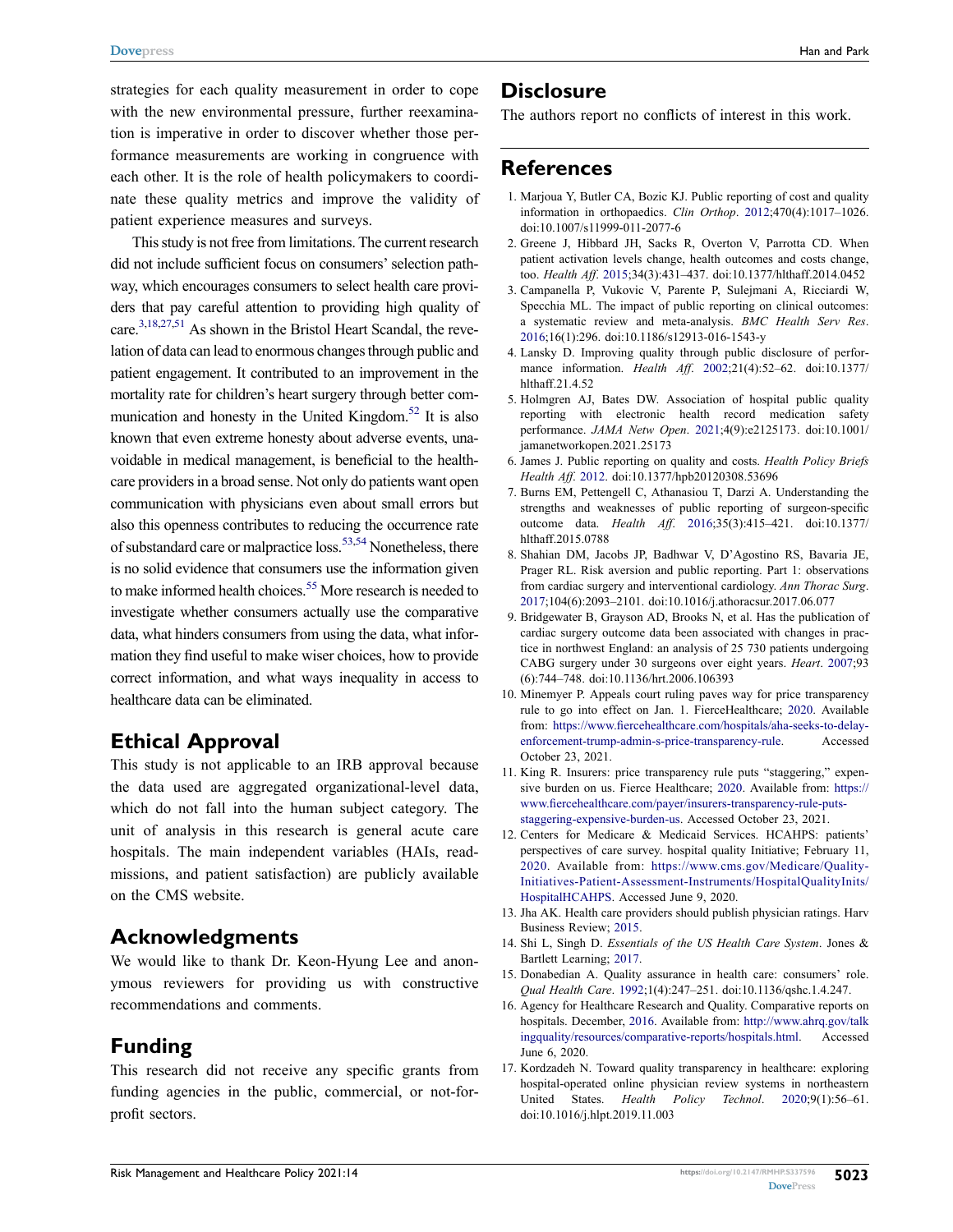strategies for each quality measurement in order to cope with the new environmental pressure, further reexamination is imperative in order to discover whether those performance measurements are working in congruence with each other. It is the role of health policymakers to coordinate these quality metrics and improve the validity of patient experience measures and surveys.

This study is not free from limitations. The current research did not include sufficient focus on consumers' selection pathway, which encourages consumers to select health care providers that pay careful attention to providing high quality of care.[3,18,27,51] As shown in the Bristol Heart Scandal, the revelation of data can lead to enormous changes through public and patient engagement. It contributed to an improvement in the mortality rate for children's heart surgery through better communication and honesty in the United Kingdom.[52] It is also known that even extreme honesty about adverse events, unavoidable in medical management, is beneficial to the healthcare providers in a broad sense. Not only do patients want open communication with physicians even about small errors but also this openness contributes to reducing the occurrence rate of substandard care or malpractice loss.[53,54] Nonetheless, there is no solid evidence that consumers use the information given to make informed health choices.[55] More research is needed to investigate whether consumers actually use the comparative data, what hinders consumers from using the data, what information they find useful to make wiser choices, how to provide correct information, and what ways inequality in access to healthcare data can be eliminated.

## Ethical Approval

This study is not applicable to an IRB approval because the data used are aggregated organizational-level data, which do not fall into the human subject category. The unit of analysis in this research is general acute care hospitals. The main independent variables (HAIs, readmissions, and patient satisfaction) are publicly available on the CMS website.

## Acknowledgments

We would like to thank Dr. Keon-Hyung Lee and anonymous reviewers for providing us with constructive recommendations and comments.

## Funding

This research did not receive any specific grants from funding agencies in the public, commercial, or not-for-profit sectors.

## Disclosure

The authors report no conflicts of interest in this work.

## References

1. Marjoua Y, Butler CA, Bozic KJ. Public reporting of cost and quality information in orthopaedics. *Clin Orthop*. 2012;470(4):1017–1026. doi:10.1007/s11999-011-2077-6
2. Greene J, Hibbard JH, Sacks R, Overton V, Parrotta CD. When patient activation levels change, health outcomes and costs change, too. *Health Aff*. 2015;34(3):431–437. doi:10.1377/hlthaff.2014.0452
3. Campanella P, Vukovic V, Parente P, Sulejmani A, Ricciardi W, Specchia ML. The impact of public reporting on clinical outcomes: a systematic review and meta-analysis. *BMC Health Serv Res*. 2016;16(1):296. doi:10.1186/s12913-016-1543-y
4. Lansky D. Improving quality through public disclosure of performance information. *Health Aff*. 2002;21(4):52–62. doi:10.1377/hlthaff.21.4.52
5. Holmgren AJ, Bates DW. Association of hospital public quality reporting with electronic health record medication safety performance. *JAMA Netw Open*. 2021;4(9):e2125173. doi:10.1001/jamanetworkopen.2021.25173
6. James J. Public reporting on quality and costs. *Health Policy Briefs Health Aff*. 2012. doi:10.1377/hpb20120308.53696
7. Burns EM, Pettengell C, Athanasiou T, Darzi A. Understanding the strengths and weaknesses of public reporting of surgeon-specific outcome data. *Health Aff*. 2016;35(3):415–421. doi:10.1377/hlthaff.2015.0788
8. Shahian DM, Jacobs JP, Badhwar V, D'Agostino RS, Bavaria JE, Prager RL. Risk aversion and public reporting. Part 1: observations from cardiac surgery and interventional cardiology. *Ann Thorac Surg*. 2017;104(6):2093–2101. doi:10.1016/j.athoracsur.2017.06.077
9. Bridgewater B, Grayson AD, Brooks N, et al. Has the publication of cardiac surgery outcome data been associated with changes in practice in northwest England: an analysis of 25 730 patients undergoing CABG surgery under 30 surgeons over eight years. *Heart*. 2007;93(6):744–748. doi:10.1136/hrt.2006.106393
10. Minemyer P. Appeals court ruling paves way for price transparency rule to go into effect on Jan. 1. FierceHealthcare; 2020. Available from: https://www.fiercehealthcare.com/hospitals/aha-seeks-to-delay-enforcement-trump-admin-s-price-transparency-rule. Accessed October 23, 2021.
11. King R. Insurers: price transparency rule puts "staggering," expensive burden on us. Fierce Healthcare; 2020. Available from: https://www.fiercehealthcare.com/payer/insurers-transparency-rule-puts-staggering-expensive-burden-us. Accessed October 23, 2021.
12. Centers for Medicare & Medicaid Services. HCAHPS: patients' perspectives of care survey. hospital quality Initiative; February 11, 2020. Available from: https://www.cms.gov/Medicare/Quality-Initiatives-Patient-Assessment-Instruments/HospitalQualityInits/HospitalHCAHPS. Accessed June 9, 2020.
13. Jha AK. Health care providers should publish physician ratings. Harv Business Review; 2015.
14. Shi L, Singh D. *Essentials of the US Health Care System*. Jones & Bartlett Learning; 2017.
15. Donabedian A. Quality assurance in health care: consumers' role. *Qual Health Care*. 1992;1(4):247–251. doi:10.1136/qshc.1.4.247.
16. Agency for Healthcare Research and Quality. Comparative reports on hospitals. December, 2016. Available from: http://www.ahrq.gov/talkingquality/resources/comparative-reports/hospitals.html. Accessed June 6, 2020.
17. Kordzadeh N. Toward quality transparency in healthcare: exploring hospital-operated online physician review systems in northeastern United States. *Health Policy Technol*. 2020;9(1):56–61. doi:10.1016/j.hlpt.2019.11.003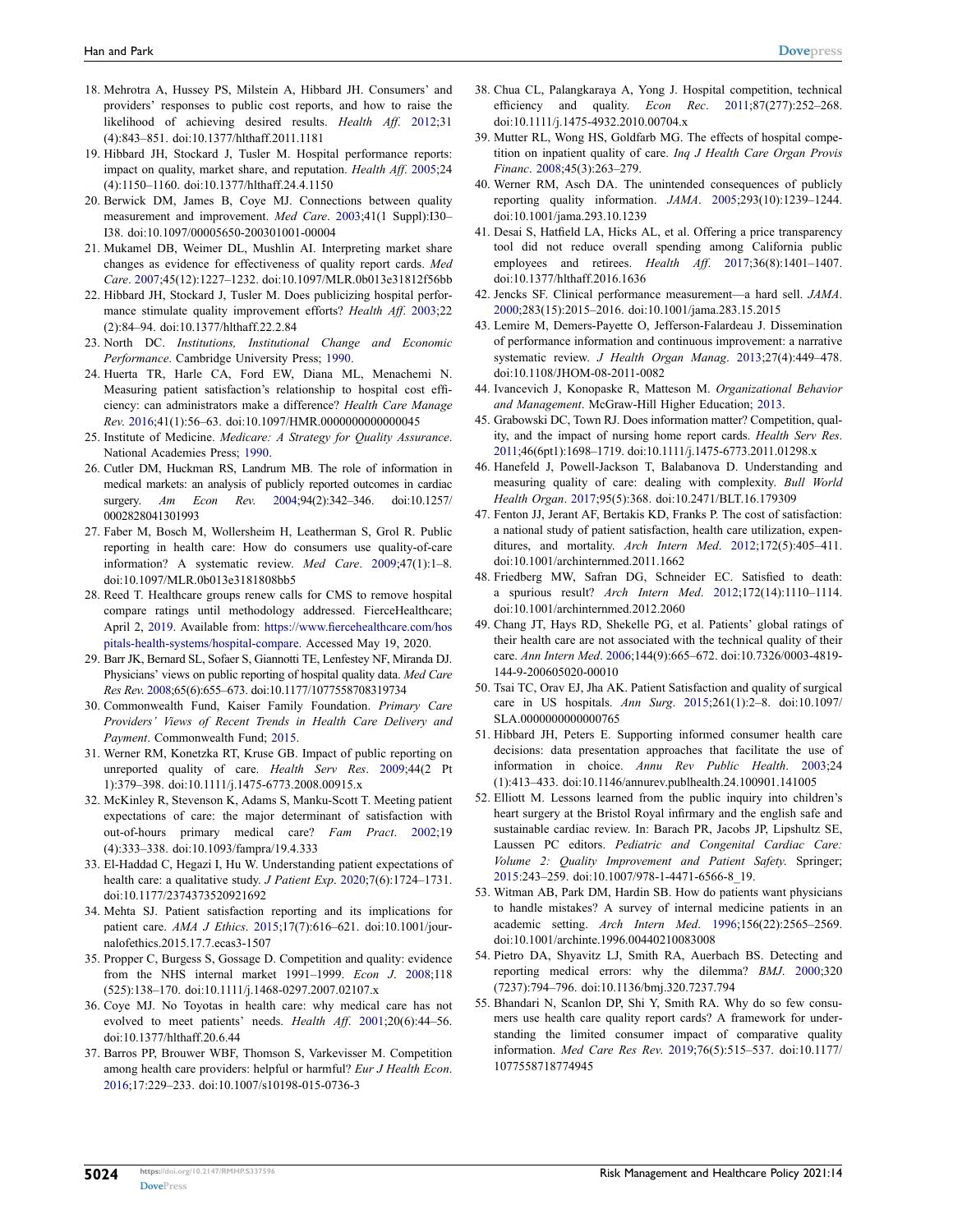18. Mehrotra A, Hussey PS, Milstein A, Hibbard JH. Consumers' and providers' responses to public cost reports, and how to raise the likelihood of achieving desired results. *Health Aff*. 2012;31 (4):843–851. doi:10.1377/hlthaff.2011.1181
19. Hibbard JH, Stockard J, Tusler M. Hospital performance reports: impact on quality, market share, and reputation. *Health Aff*. 2005;24 (4):1150–1160. doi:10.1377/hlthaff.24.4.1150
20. Berwick DM, James B, Coye MJ. Connections between quality measurement and improvement. *Med Care*. 2003;41(1 Suppl):I30–I38. doi:10.1097/00005650-200301001-00004
21. Mukamel DB, Weimer DL, Mushlin AI. Interpreting market share changes as evidence for effectiveness of quality report cards. *Med Care*. 2007;45(12):1227–1232. doi:10.1097/MLR.0b013e31812f56bb
22. Hibbard JH, Stockard J, Tusler M. Does publicizing hospital performance stimulate quality improvement efforts? *Health Aff*. 2003;22 (2):84–94. doi:10.1377/hlthaff.22.2.84
23. North DC. *Institutions, Institutional Change and Economic Performance*. Cambridge University Press; 1990.
24. Huerta TR, Harle CA, Ford EW, Diana ML, Menachemi N. Measuring patient satisfaction's relationship to hospital cost efficiency: can administrators make a difference? *Health Care Manage Rev*. 2016;41(1):56–63. doi:10.1097/HMR.0000000000000045
25. Institute of Medicine. *Medicare: A Strategy for Quality Assurance*. National Academies Press; 1990.
26. Cutler DM, Huckman RS, Landrum MB. The role of information in medical markets: an analysis of publicly reported outcomes in cardiac surgery. *Am Econ Rev*. 2004;94(2):342–346. doi:10.1257/0002828041301993
27. Faber M, Bosch M, Wollersheim H, Leatherman S, Grol R. Public reporting in health care: How do consumers use quality-of-care information? A systematic review. *Med Care*. 2009;47(1):1–8. doi:10.1097/MLR.0b013e3181808bb5
28. Reed T. Healthcare groups renew calls for CMS to remove hospital compare ratings until methodology addressed. FierceHealthcare; April 2, 2019. Available from: https://www.fiercehealthcare.com/hospitals-health-systems/hospital-compare. Accessed May 19, 2020.
29. Barr JK, Bernard SL, Sofaer S, Giannotti TE, Lenfestey NF, Miranda DJ. Physicians' views on public reporting of hospital quality data. *Med Care Res Rev*. 2008;65(6):655–673. doi:10.1177/1077558708319734
30. Commonwealth Fund, Kaiser Family Foundation. *Primary Care Providers' Views of Recent Trends in Health Care Delivery and Payment*. Commonwealth Fund; 2015.
31. Werner RM, Konetzka RT, Kruse GB. Impact of public reporting on unreported quality of care. *Health Serv Res*. 2009;44(2 Pt 1):379–398. doi:10.1111/j.1475-6773.2008.00915.x
32. McKinley R, Stevenson K, Adams S, Manku-Scott T. Meeting patient expectations of care: the major determinant of satisfaction with out-of-hours primary medical care? *Fam Pract*. 2002;19 (4):333–338. doi:10.1093/fampra/19.4.333
33. El-Haddad C, Hegazi I, Hu W. Understanding patient expectations of health care: a qualitative study. *J Patient Exp*. 2020;7(6):1724–1731. doi:10.1177/2374373520921692
34. Mehta SJ. Patient satisfaction reporting and its implications for patient care. *AMA J Ethics*. 2015;17(7):616–621. doi:10.1001/journalofethics.2015.17.7.ecas3-1507
35. Propper C, Burgess S, Gossage D. Competition and quality: evidence from the NHS internal market 1991–1999. *Econ J*. 2008;118 (525):138–170. doi:10.1111/j.1468-0297.2007.02107.x
36. Coye MJ. No Toyotas in health care: why medical care has not evolved to meet patients' needs. *Health Aff*. 2001;20(6):44–56. doi:10.1377/hlthaff.20.6.44
37. Barros PP, Brouwer WBF, Thomson S, Varkevisser M. Competition among health care providers: helpful or harmful? *Eur J Health Econ*. 2016;17:229–233. doi:10.1007/s10198-015-0736-3
38. Chua CL, Palangkaraya A, Yong J. Hospital competition, technical efficiency and quality. *Econ Rec*. 2011;87(277):252–268. doi:10.1111/j.1475-4932.2010.00704.x
39. Mutter RL, Wong HS, Goldfarb MG. The effects of hospital competition on inpatient quality of care. *Inq J Health Care Organ Provis Financ*. 2008;45(3):263–279.
40. Werner RM, Asch DA. The unintended consequences of publicly reporting quality information. *JAMA*. 2005;293(10):1239–1244. doi:10.1001/jama.293.10.1239
41. Desai S, Hatfield LA, Hicks AL, et al. Offering a price transparency tool did not reduce overall spending among California public employees and retirees. *Health Aff*. 2017;36(8):1401–1407. doi:10.1377/hlthaff.2016.1636
42. Jencks SF. Clinical performance measurement—a hard sell. *JAMA*. 2000;283(15):2015–2016. doi:10.1001/jama.283.15.2015
43. Lemire M, Demers-Payette O, Jefferson-Falardeau J. Dissemination of performance information and continuous improvement: a narrative systematic review. *J Health Organ Manag*. 2013;27(4):449–478. doi:10.1108/JHOM-08-2011-0082
44. Ivancevich J, Konopaske R, Matteson M. *Organizational Behavior and Management*. McGraw-Hill Higher Education; 2013.
45. Grabowski DC, Town RJ. Does information matter? Competition, quality, and the impact of nursing home report cards. *Health Serv Res*. 2011;46(6pt1):1698–1719. doi:10.1111/j.1475-6773.2011.01298.x
46. Hanefeld J, Powell-Jackson T, Balabanova D. Understanding and measuring quality of care: dealing with complexity. *Bull World Health Organ*. 2017;95(5):368. doi:10.2471/BLT.16.179309
47. Fenton JJ, Jerant AF, Bertakis KD, Franks P. The cost of satisfaction: a national study of patient satisfaction, health care utilization, expenditures, and mortality. *Arch Intern Med*. 2012;172(5):405–411. doi:10.1001/archinternmed.2011.1662
48. Friedberg MW, Safran DG, Schneider EC. Satisfied to death: a spurious result? *Arch Intern Med*. 2012;172(14):1110–1114. doi:10.1001/archinternmed.2012.2060
49. Chang JT, Hays RD, Shekelle PG, et al. Patients' global ratings of their health care are not associated with the technical quality of their care. *Ann Intern Med*. 2006;144(9):665–672. doi:10.7326/0003-4819-144-9-200605020-00010
50. Tsai TC, Orav EJ, Jha AK. Patient Satisfaction and quality of surgical care in US hospitals. *Ann Surg*. 2015;261(1):2–8. doi:10.1097/SLA.0000000000000765
51. Hibbard JH, Peters E. Supporting informed consumer health care decisions: data presentation approaches that facilitate the use of information in choice. *Annu Rev Public Health*. 2003;24 (1):413–433. doi:10.1146/annurev.publhealth.24.100901.141005
52. Elliott M. Lessons learned from the public inquiry into children's heart surgery at the Bristol Royal infirmary and the english safe and sustainable cardiac review. In: Barach PR, Jacobs JP, Lipshultz SE, Laussen PC editors. *Pediatric and Congenital Cardiac Care: Volume 2: Quality Improvement and Patient Safety*. Springer; 2015:243–259. doi:10.1007/978-1-4471-6566-8_19.
53. Witman AB, Park DM, Hardin SB. How do patients want physicians to handle mistakes? A survey of internal medicine patients in an academic setting. *Arch Intern Med*. 1996;156(22):2565–2569. doi:10.1001/archinte.1996.00440210083008
54. Pietro DA, Shyavitz LJ, Smith RA, Auerbach BS. Detecting and reporting medical errors: why the dilemma? *BMJ*. 2000;320 (7237):794–796. doi:10.1136/bmj.320.7237.794
55. Bhandari N, Scanlon DP, Shi Y, Smith RA. Why do so few consumers use health care quality report cards? A framework for understanding the limited consumer impact of comparative quality information. *Med Care Res Rev*. 2019;76(5):515–537. doi:10.1177/1077558718774945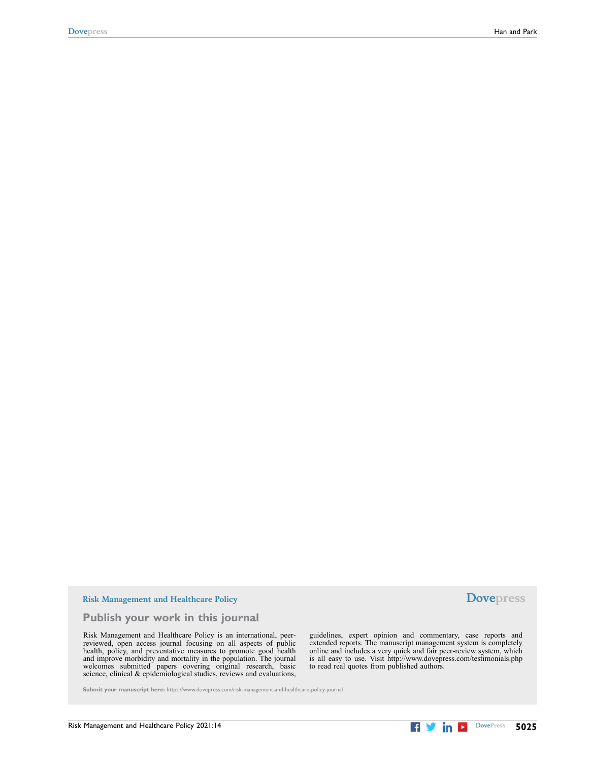**Risk Management and Healthcare Policy**

**Dovepress**

## Publish your work in this journal

Risk Management and Healthcare Policy is an international, peer-reviewed, open access journal focusing on all aspects of public health, policy, and preventative measures to promote good health and improve morbidity and mortality in the population. The journal welcomes submitted papers covering original research, basic science, clinical & epidemiological studies, reviews and evaluations, guidelines, expert opinion and commentary, case reports and extended reports. The manuscript management system is completely online and includes a very quick and fair peer-review system, which is all easy to use. Visit http://www.dovepress.com/testimonials.php to read real quotes from published authors.

**Submit your manuscript here:** https://www.dovepress.com/risk-management-and-healthcare-policy-journal